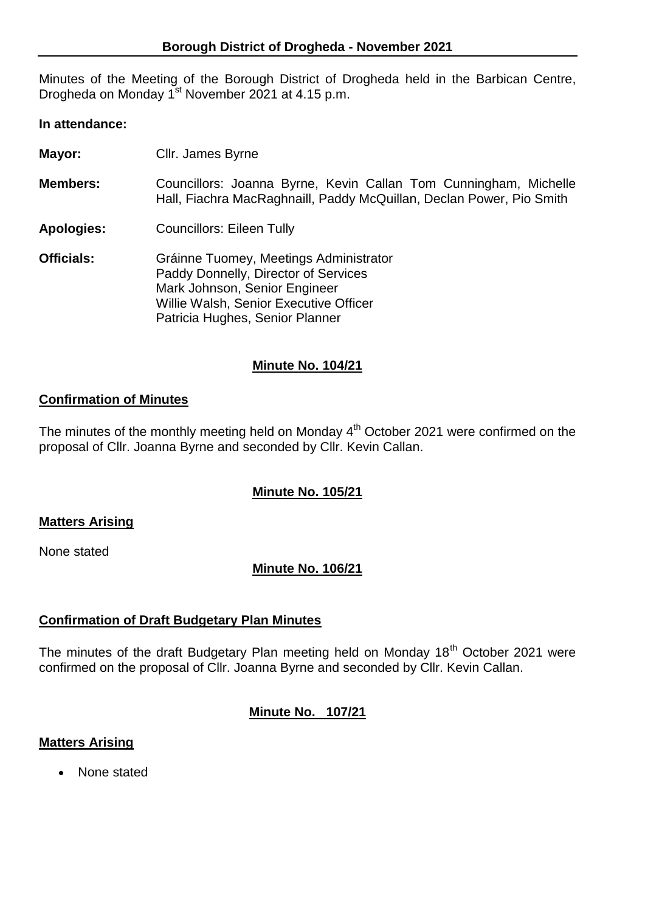## Borough District of Drogheda - November 2021

Minutes of the Meeting of the Borough District of Drogheda held in the Barbican Centre, Drogheda on Monday 1st November 2021 at 4.15 p.m.

**In attendance:**

**Mayor:** Cllr. James Byrne

**Members:** Councillors: Joanna Byrne, Kevin Callan Tom Cunningham, Michelle Hall, Fiachra MacRaghnaill, Paddy McQuillan, Declan Power, Pio Smith

**Apologies:** Councillors: Eileen Tully

**Officials:** Gráinne Tuomey, Meetings Administrator
Paddy Donnelly, Director of Services
Mark Johnson, Senior Engineer
Willie Walsh, Senior Executive Officer
Patricia Hughes, Senior Planner

**Minute No. 104/21**

**Confirmation of Minutes**

The minutes of the monthly meeting held on Monday 4th October 2021 were confirmed on the proposal of Cllr. Joanna Byrne and seconded by Cllr. Kevin Callan.

**Minute No. 105/21**

**Matters Arising**

None stated

**Minute No. 106/21**

**Confirmation of Draft Budgetary Plan Minutes**

The minutes of the draft Budgetary Plan meeting held on Monday 18th October 2021 were confirmed on the proposal of Cllr. Joanna Byrne and seconded by Cllr. Kevin Callan.

**Minute No. 107/21**

**Matters Arising**

- None stated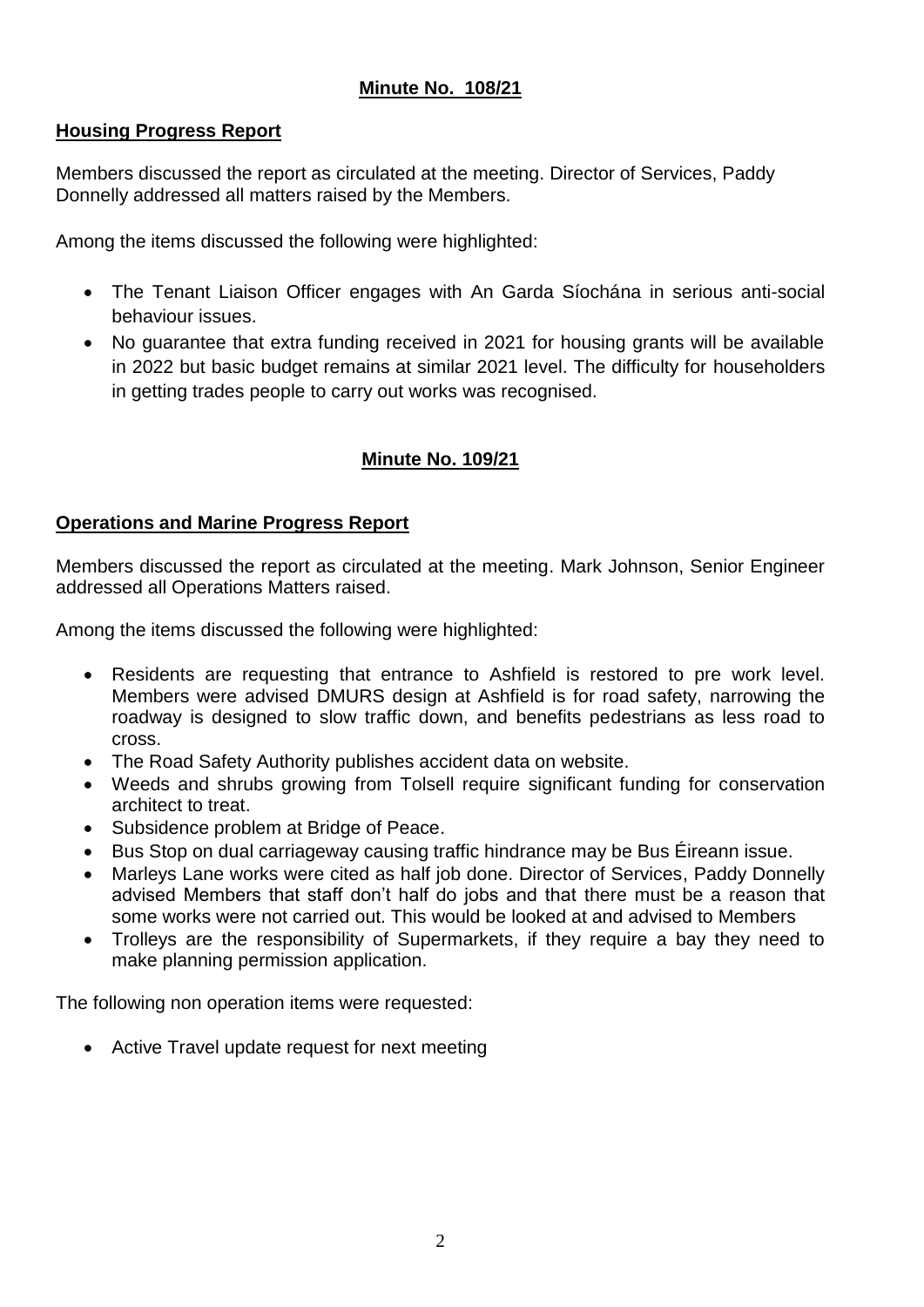**Minute No. 108/21**

**Housing Progress Report**

Members discussed the report as circulated at the meeting. Director of Services, Paddy Donnelly addressed all matters raised by the Members.

Among the items discussed the following were highlighted:

- The Tenant Liaison Officer engages with An Garda Síochána in serious anti-social behaviour issues.
- No guarantee that extra funding received in 2021 for housing grants will be available in 2022 but basic budget remains at similar 2021 level. The difficulty for householders in getting trades people to carry out works was recognised.

**Minute No. 109/21**

**Operations and Marine Progress Report**

Members discussed the report as circulated at the meeting. Mark Johnson, Senior Engineer addressed all Operations Matters raised.

Among the items discussed the following were highlighted:

- Residents are requesting that entrance to Ashfield is restored to pre work level. Members were advised DMURS design at Ashfield is for road safety, narrowing the roadway is designed to slow traffic down, and benefits pedestrians as less road to cross.
- The Road Safety Authority publishes accident data on website.
- Weeds and shrubs growing from Tolsell require significant funding for conservation architect to treat.
- Subsidence problem at Bridge of Peace.
- Bus Stop on dual carriageway causing traffic hindrance may be Bus Éireann issue.
- Marleys Lane works were cited as half job done. Director of Services, Paddy Donnelly advised Members that staff don't half do jobs and that there must be a reason that some works were not carried out. This would be looked at and advised to Members
- Trolleys are the responsibility of Supermarkets, if they require a bay they need to make planning permission application.

The following non operation items were requested:

- Active Travel update request for next meeting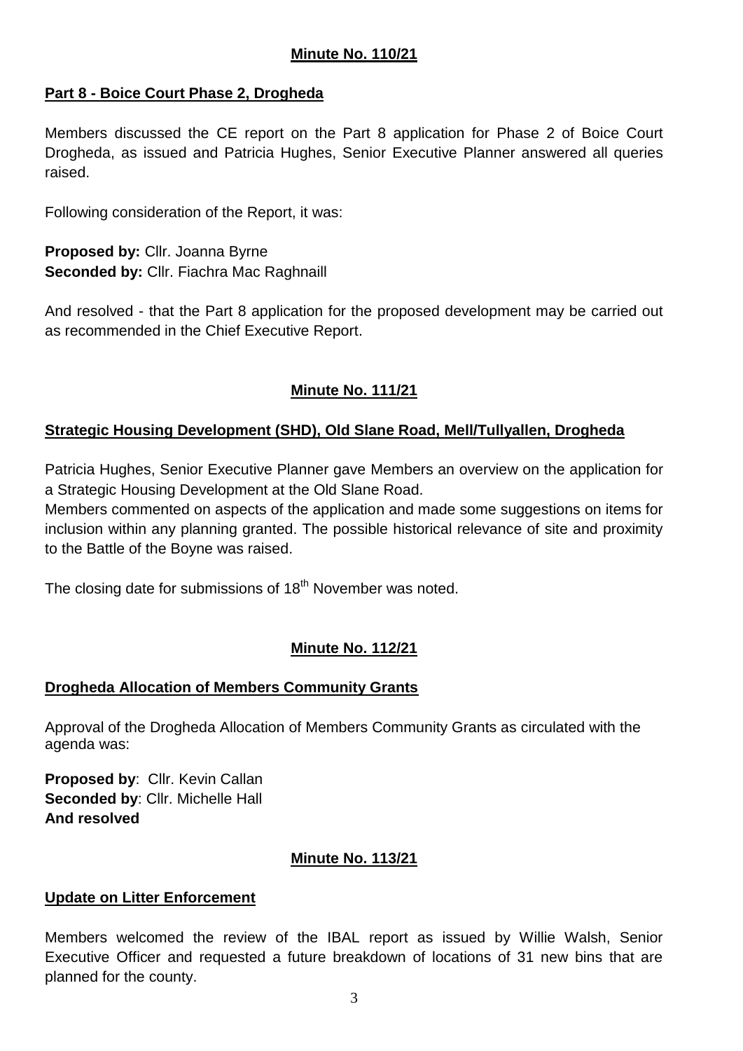**Minute No. 110/21**

**Part 8 - Boice Court Phase 2, Drogheda**

Members discussed the CE report on the Part 8 application for Phase 2 of Boice Court Drogheda, as issued and Patricia Hughes, Senior Executive Planner answered all queries raised.

Following consideration of the Report, it was:

**Proposed by:** Cllr. Joanna Byrne
**Seconded by:** Cllr. Fiachra Mac Raghnaill

And resolved - that the Part 8 application for the proposed development may be carried out as recommended in the Chief Executive Report.

**Minute No. 111/21**

**Strategic Housing Development (SHD), Old Slane Road, Mell/Tullyallen, Drogheda**

Patricia Hughes, Senior Executive Planner gave Members an overview on the application for a Strategic Housing Development at the Old Slane Road.
Members commented on aspects of the application and made some suggestions on items for inclusion within any planning granted. The possible historical relevance of site and proximity to the Battle of the Boyne was raised.

The closing date for submissions of 18th November was noted.

**Minute No. 112/21**

**Drogheda Allocation of Members Community Grants**

Approval of the Drogheda Allocation of Members Community Grants as circulated with the agenda was:

**Proposed by**: Cllr. Kevin Callan
**Seconded by**: Cllr. Michelle Hall
**And resolved**

**Minute No. 113/21**

**Update on Litter Enforcement**

Members welcomed the review of the IBAL report as issued by Willie Walsh, Senior Executive Officer and requested a future breakdown of locations of 31 new bins that are planned for the county.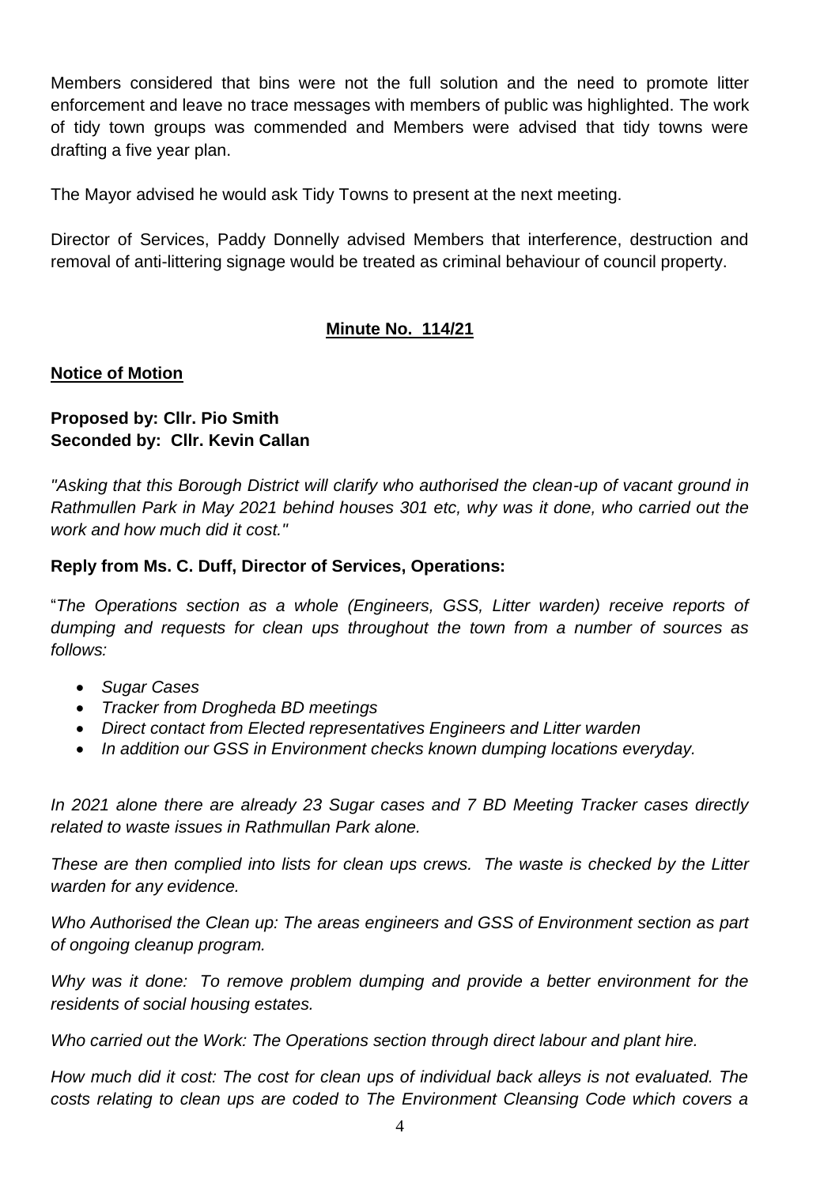Members considered that bins were not the full solution and the need to promote litter enforcement and leave no trace messages with members of public was highlighted. The work of tidy town groups was commended and Members were advised that tidy towns were drafting a five year plan.

The Mayor advised he would ask Tidy Towns to present at the next meeting.

Director of Services, Paddy Donnelly advised Members that interference, destruction and removal of anti-littering signage would be treated as criminal behaviour of council property.

## Minute No. 114/21

**Notice of Motion**

**Proposed by: Cllr. Pio Smith**
**Seconded by: Cllr. Kevin Callan**

*"Asking that this Borough District will clarify who authorised the clean-up of vacant ground in Rathmullen Park in May 2021 behind houses 301 etc, why was it done, who carried out the work and how much did it cost."*

**Reply from Ms. C. Duff, Director of Services, Operations:**

"*The Operations section as a whole (Engineers, GSS, Litter warden) receive reports of dumping and requests for clean ups throughout the town from a number of sources as follows:*

- *Sugar Cases*
- *Tracker from Drogheda BD meetings*
- *Direct contact from Elected representatives Engineers and Litter warden*
- *In addition our GSS in Environment checks known dumping locations everyday.*

*In 2021 alone there are already 23 Sugar cases and 7 BD Meeting Tracker cases directly related to waste issues in Rathmullan Park alone.*

*These are then complied into lists for clean ups crews. The waste is checked by the Litter warden for any evidence.*

*Who Authorised the Clean up: The areas engineers and GSS of Environment section as part of ongoing cleanup program.*

*Why was it done: To remove problem dumping and provide a better environment for the residents of social housing estates.*

*Who carried out the Work: The Operations section through direct labour and plant hire.*

*How much did it cost: The cost for clean ups of individual back alleys is not evaluated. The costs relating to clean ups are coded to The Environment Cleansing Code which covers a*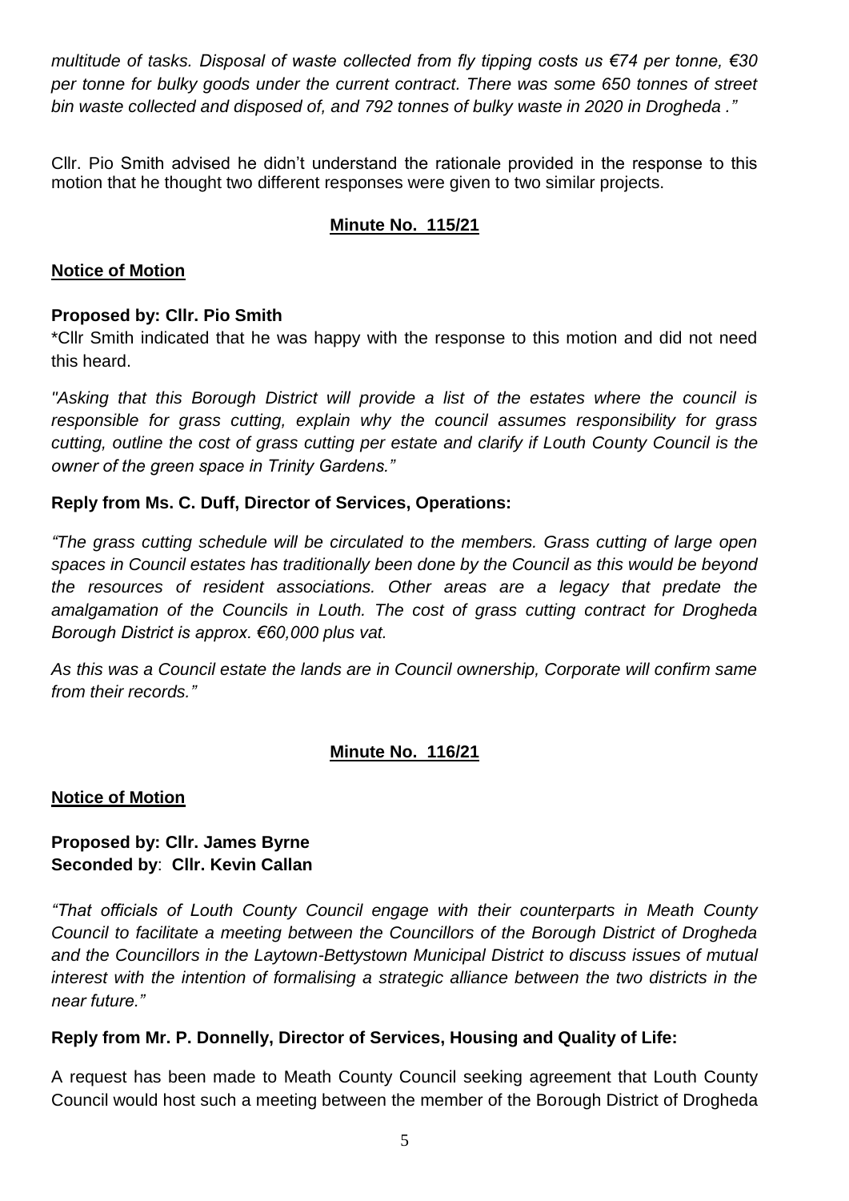*multitude of tasks. Disposal of waste collected from fly tipping costs us €74 per tonne, €30 per tonne for bulky goods under the current contract. There was some 650 tonnes of street bin waste collected and disposed of, and 792 tonnes of bulky waste in 2020 in Drogheda ."*

Cllr. Pio Smith advised he didn't understand the rationale provided in the response to this motion that he thought two different responses were given to two similar projects.

**Minute No. 115/21**

**Notice of Motion**

**Proposed by: Cllr. Pio Smith**

*Cllr Smith indicated that he was happy with the response to this motion and did not need this heard.

*"Asking that this Borough District will provide a list of the estates where the council is responsible for grass cutting, explain why the council assumes responsibility for grass cutting, outline the cost of grass cutting per estate and clarify if Louth County Council is the owner of the green space in Trinity Gardens."*

**Reply from Ms. C. Duff, Director of Services, Operations:**

*"The grass cutting schedule will be circulated to the members. Grass cutting of large open spaces in Council estates has traditionally been done by the Council as this would be beyond the resources of resident associations. Other areas are a legacy that predate the amalgamation of the Councils in Louth. The cost of grass cutting contract for Drogheda Borough District is approx. €60,000 plus vat.*

*As this was a Council estate the lands are in Council ownership, Corporate will confirm same from their records."*

**Minute No. 116/21**

**Notice of Motion**

**Proposed by: Cllr. James Byrne**
**Seconded by**: **Cllr. Kevin Callan**

*"That officials of Louth County Council engage with their counterparts in Meath County Council to facilitate a meeting between the Councillors of the Borough District of Drogheda and the Councillors in the Laytown-Bettystown Municipal District to discuss issues of mutual interest with the intention of formalising a strategic alliance between the two districts in the near future."*

**Reply from Mr. P. Donnelly, Director of Services, Housing and Quality of Life:**

A request has been made to Meath County Council seeking agreement that Louth County Council would host such a meeting between the member of the Borough District of Drogheda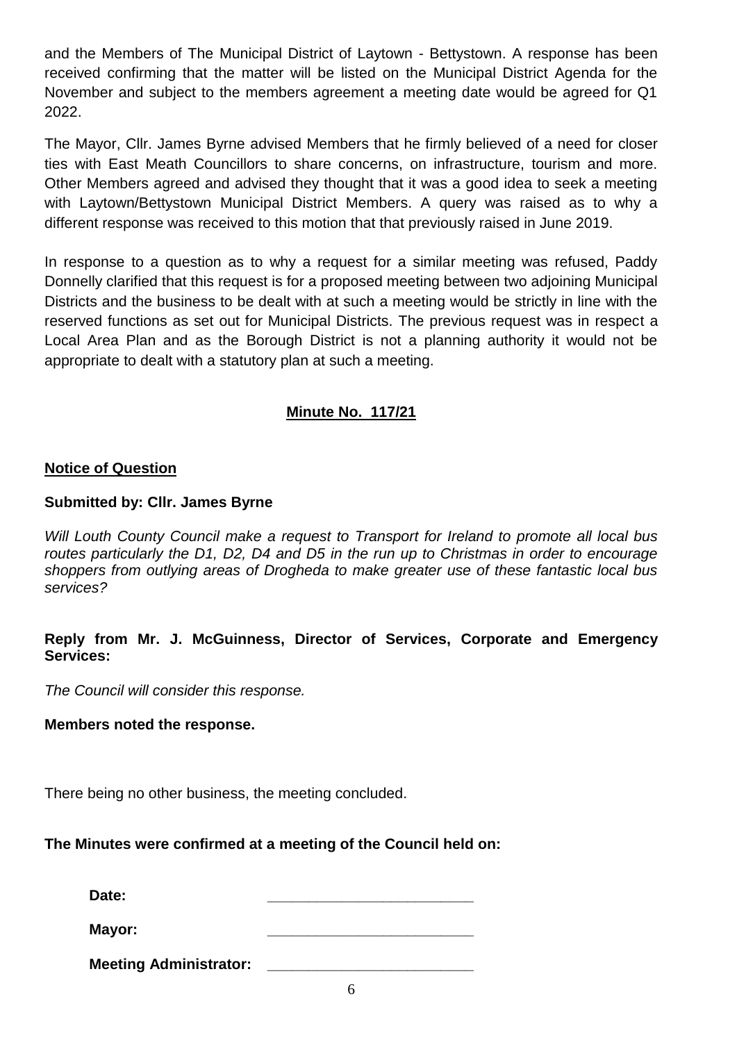and the Members of The Municipal District of Laytown - Bettystown. A response has been received confirming that the matter will be listed on the Municipal District Agenda for the November and subject to the members agreement a meeting date would be agreed for Q1 2022.

The Mayor, Cllr. James Byrne advised Members that he firmly believed of a need for closer ties with East Meath Councillors to share concerns, on infrastructure, tourism and more. Other Members agreed and advised they thought that it was a good idea to seek a meeting with Laytown/Bettystown Municipal District Members. A query was raised as to why a different response was received to this motion that that previously raised in June 2019.

In response to a question as to why a request for a similar meeting was refused, Paddy Donnelly clarified that this request is for a proposed meeting between two adjoining Municipal Districts and the business to be dealt with at such a meeting would be strictly in line with the reserved functions as set out for Municipal Districts. The previous request was in respect a Local Area Plan and as the Borough District is not a planning authority it would not be appropriate to dealt with a statutory plan at such a meeting.

## Minute No. 117/21

**Notice of Question**

**Submitted by: Cllr. James Byrne**

*Will Louth County Council make a request to Transport for Ireland to promote all local bus routes particularly the D1, D2, D4 and D5 in the run up to Christmas in order to encourage shoppers from outlying areas of Drogheda to make greater use of these fantastic local bus services?*

**Reply from Mr. J. McGuinness, Director of Services, Corporate and Emergency Services:**

*The Council will consider this response.*

**Members noted the response.**

There being no other business, the meeting concluded.

**The Minutes were confirmed at a meeting of the Council held on:**

**Date:** ___________________________

**Mayor:** ___________________________

**Meeting Administrator:** ___________________________